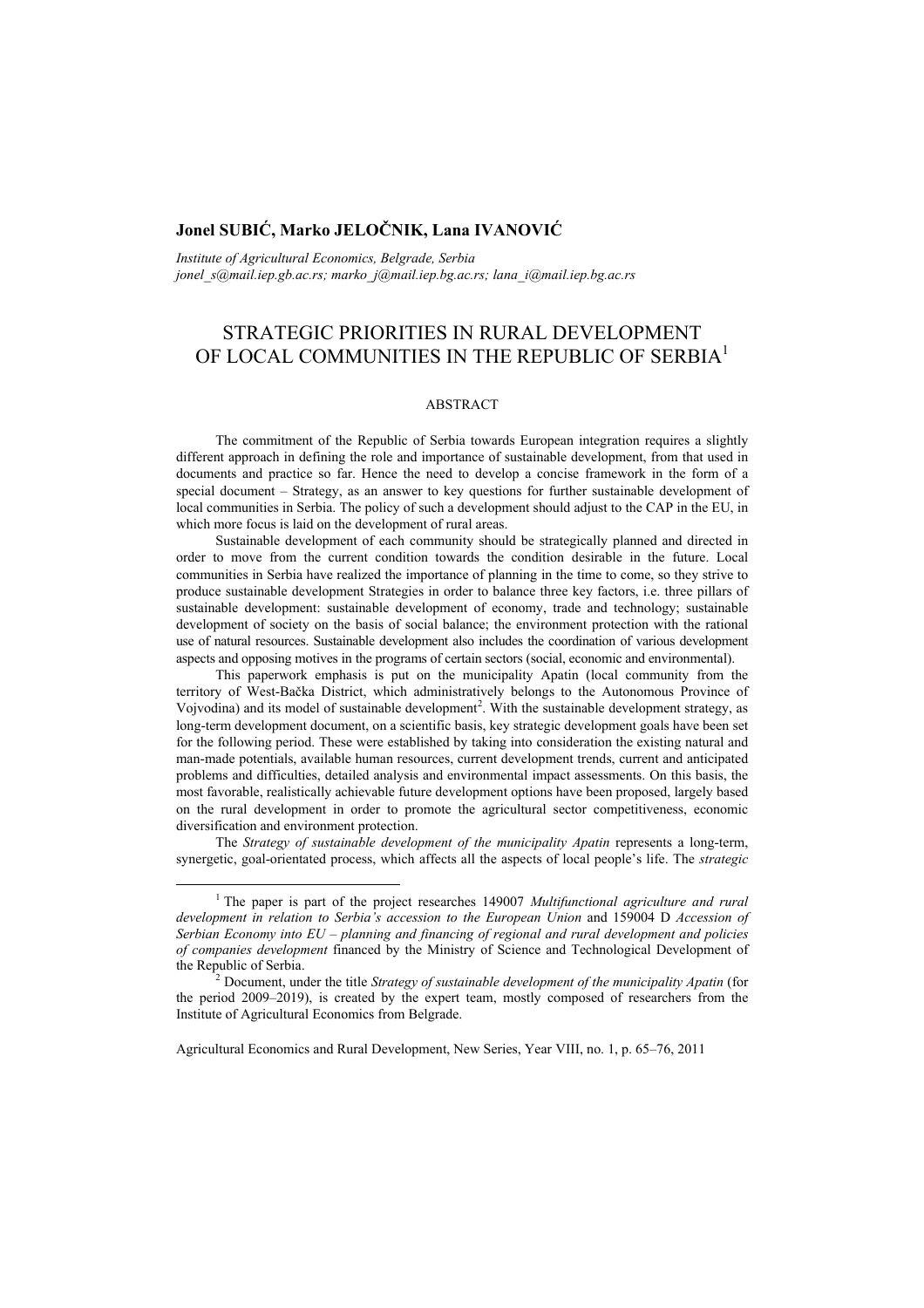**Jonel SUBIĆ, Marko JELOČNIK, Lana IVANOVIĆ**

*Institute of Agricultural Economics, Belgrade, Serbia*
*jonel_s@mail.iep.gb.ac.rs; marko_j@mail.iep.bg.ac.rs; lana_i@mail.iep.bg.ac.rs*

# STRATEGIC PRIORITIES IN RURAL DEVELOPMENT OF LOCAL COMMUNITIES IN THE REPUBLIC OF SERBIA[1]

## ABSTRACT

The commitment of the Republic of Serbia towards European integration requires a slightly different approach in defining the role and importance of sustainable development, from that used in documents and practice so far. Hence the need to develop a concise framework in the form of a special document – Strategy, as an answer to key questions for further sustainable development of local communities in Serbia. The policy of such a development should adjust to the CAP in the EU, in which more focus is laid on the development of rural areas.

Sustainable development of each community should be strategically planned and directed in order to move from the current condition towards the condition desirable in the future. Local communities in Serbia have realized the importance of planning in the time to come, so they strive to produce sustainable development Strategies in order to balance three key factors, i.e. three pillars of sustainable development: sustainable development of economy, trade and technology; sustainable development of society on the basis of social balance; the environment protection with the rational use of natural resources. Sustainable development also includes the coordination of various development aspects and opposing motives in the programs of certain sectors (social, economic and environmental).

This paperwork emphasis is put on the municipality Apatin (local community from the territory of West-Bačka District, which administratively belongs to the Autonomous Province of Vojvodina) and its model of sustainable development[2]. With the sustainable development strategy, as long-term development document, on a scientific basis, key strategic development goals have been set for the following period. These were established by taking into consideration the existing natural and man-made potentials, available human resources, current development trends, current and anticipated problems and difficulties, detailed analysis and environmental impact assessments. On this basis, the most favorable, realistically achievable future development options have been proposed, largely based on the rural development in order to promote the agricultural sector competitiveness, economic diversification and environment protection.

The *Strategy of sustainable development of the municipality Apatin* represents a long-term, synergetic, goal-orientated process, which affects all the aspects of local people's life. The *strategic*

---

[1] The paper is part of the project researches 149007 *Multifunctional agriculture and rural development in relation to Serbia's accession to the European Union* and 159004 D *Accession of Serbian Economy into EU – planning and financing of regional and rural development and policies of companies development* financed by the Ministry of Science and Technological Development of the Republic of Serbia.

[2] Document, under the title *Strategy of sustainable development of the municipality Apatin* (for the period 2009–2019), is created by the expert team, mostly composed of researchers from the Institute of Agricultural Economics from Belgrade.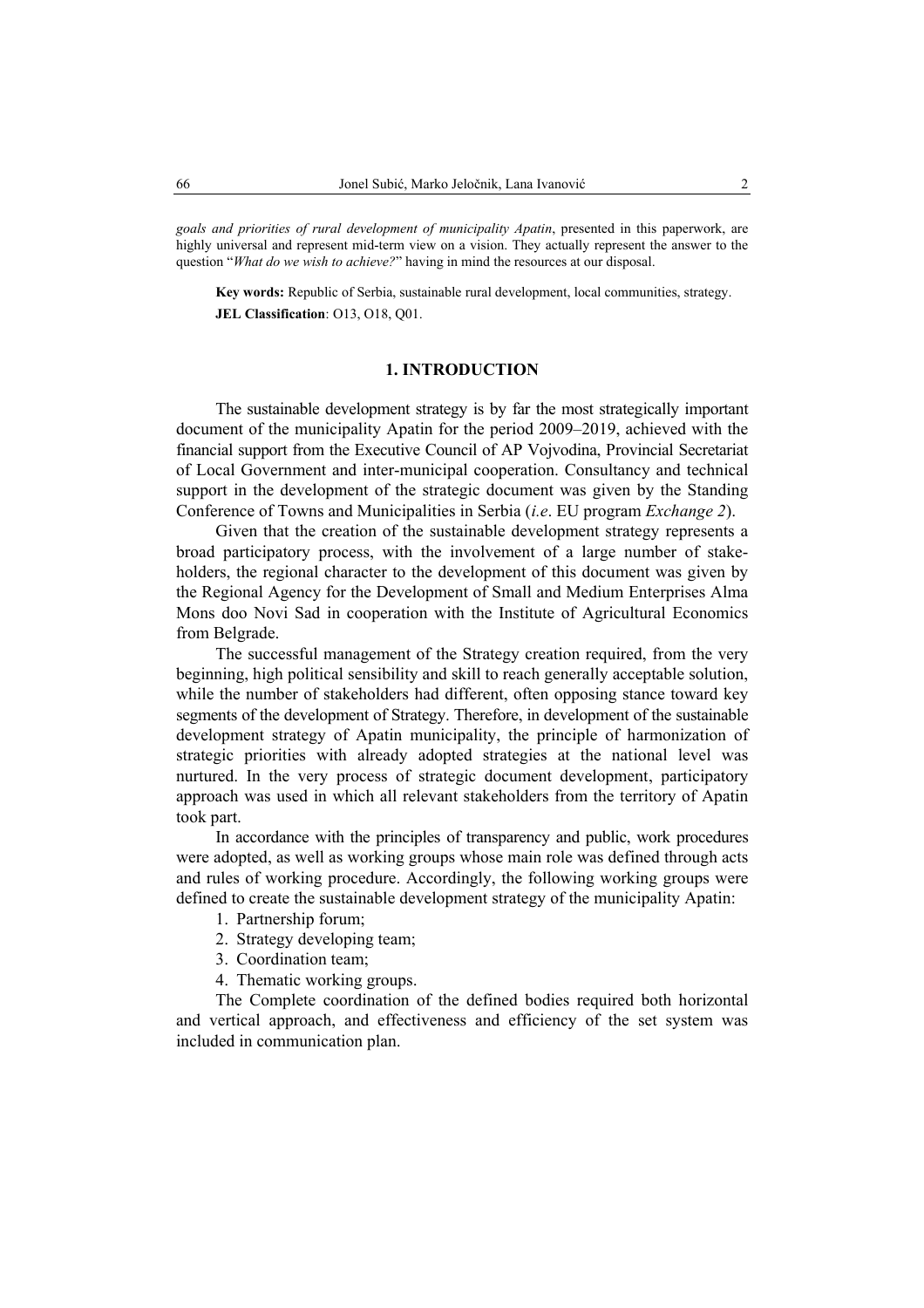*goals and priorities of rural development of municipality Apatin*, presented in this paperwork, are highly universal and represent mid-term view on a vision. They actually represent the answer to the question "*What do we wish to achieve?*" having in mind the resources at our disposal.

**Key words:** Republic of Serbia, sustainable rural development, local communities, strategy.

**JEL Classification**: O13, O18, Q01.

## 1. INTRODUCTION

The sustainable development strategy is by far the most strategically important document of the municipality Apatin for the period 2009–2019, achieved with the financial support from the Executive Council of AP Vojvodina, Provincial Secretariat of Local Government and inter-municipal cooperation. Consultancy and technical support in the development of the strategic document was given by the Standing Conference of Towns and Municipalities in Serbia (*i.e*. EU program *Exchange 2*).

Given that the creation of the sustainable development strategy represents a broad participatory process, with the involvement of a large number of stake-holders, the regional character to the development of this document was given by the Regional Agency for the Development of Small and Medium Enterprises Alma Mons doo Novi Sad in cooperation with the Institute of Agricultural Economics from Belgrade.

The successful management of the Strategy creation required, from the very beginning, high political sensibility and skill to reach generally acceptable solution, while the number of stakeholders had different, often opposing stance toward key segments of the development of Strategy. Therefore, in development of the sustainable development strategy of Apatin municipality, the principle of harmonization of strategic priorities with already adopted strategies at the national level was nurtured. In the very process of strategic document development, participatory approach was used in which all relevant stakeholders from the territory of Apatin took part.

In accordance with the principles of transparency and public, work procedures were adopted, as well as working groups whose main role was defined through acts and rules of working procedure. Accordingly, the following working groups were defined to create the sustainable development strategy of the municipality Apatin:

1. Partnership forum;
2. Strategy developing team;
3. Coordination team;
4. Thematic working groups.

The Complete coordination of the defined bodies required both horizontal and vertical approach, and effectiveness and efficiency of the set system was included in communication plan.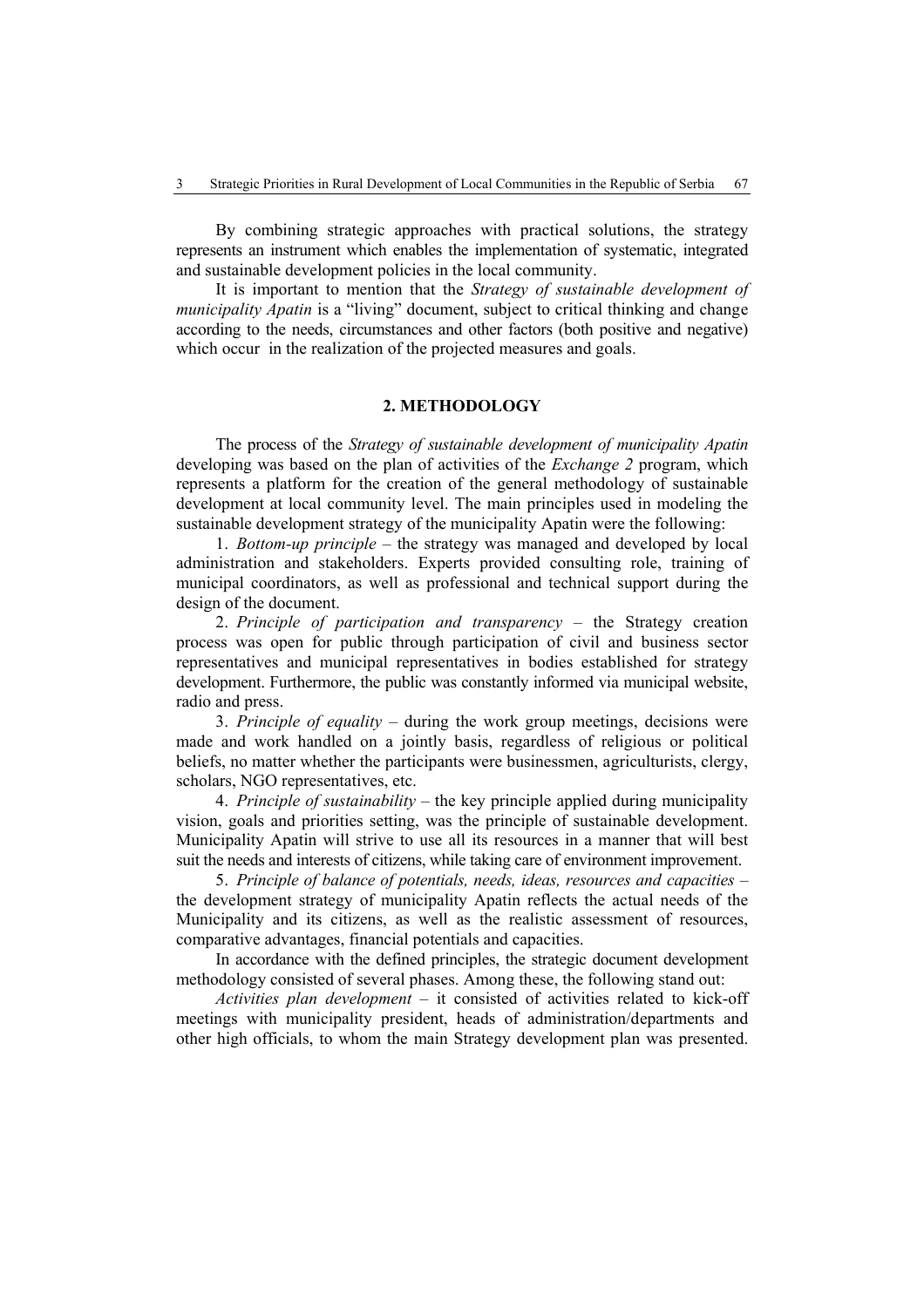By combining strategic approaches with practical solutions, the strategy represents an instrument which enables the implementation of systematic, integrated and sustainable development policies in the local community.

It is important to mention that the *Strategy of sustainable development of municipality Apatin* is a "living" document, subject to critical thinking and change according to the needs, circumstances and other factors (both positive and negative) which occur in the realization of the projected measures and goals.

## 2. METHODOLOGY

The process of the *Strategy of sustainable development of municipality Apatin* developing was based on the plan of activities of the *Exchange 2* program, which represents a platform for the creation of the general methodology of sustainable development at local community level. The main principles used in modeling the sustainable development strategy of the municipality Apatin were the following:

1. *Bottom-up principle* – the strategy was managed and developed by local administration and stakeholders. Experts provided consulting role, training of municipal coordinators, as well as professional and technical support during the design of the document.

2. *Principle of participation and transparency* – the Strategy creation process was open for public through participation of civil and business sector representatives and municipal representatives in bodies established for strategy development. Furthermore, the public was constantly informed via municipal website, radio and press.

3. *Principle of equality* – during the work group meetings, decisions were made and work handled on a jointly basis, regardless of religious or political beliefs, no matter whether the participants were businessmen, agriculturists, clergy, scholars, NGO representatives, etc.

4. *Principle of sustainability* – the key principle applied during municipality vision, goals and priorities setting, was the principle of sustainable development. Municipality Apatin will strive to use all its resources in a manner that will best suit the needs and interests of citizens, while taking care of environment improvement.

5. *Principle of balance of potentials, needs, ideas, resources and capacities* – the development strategy of municipality Apatin reflects the actual needs of the Municipality and its citizens, as well as the realistic assessment of resources, comparative advantages, financial potentials and capacities.

In accordance with the defined principles, the strategic document development methodology consisted of several phases. Among these, the following stand out:

*Activities plan development* – it consisted of activities related to kick-off meetings with municipality president, heads of administration/departments and other high officials, to whom the main Strategy development plan was presented.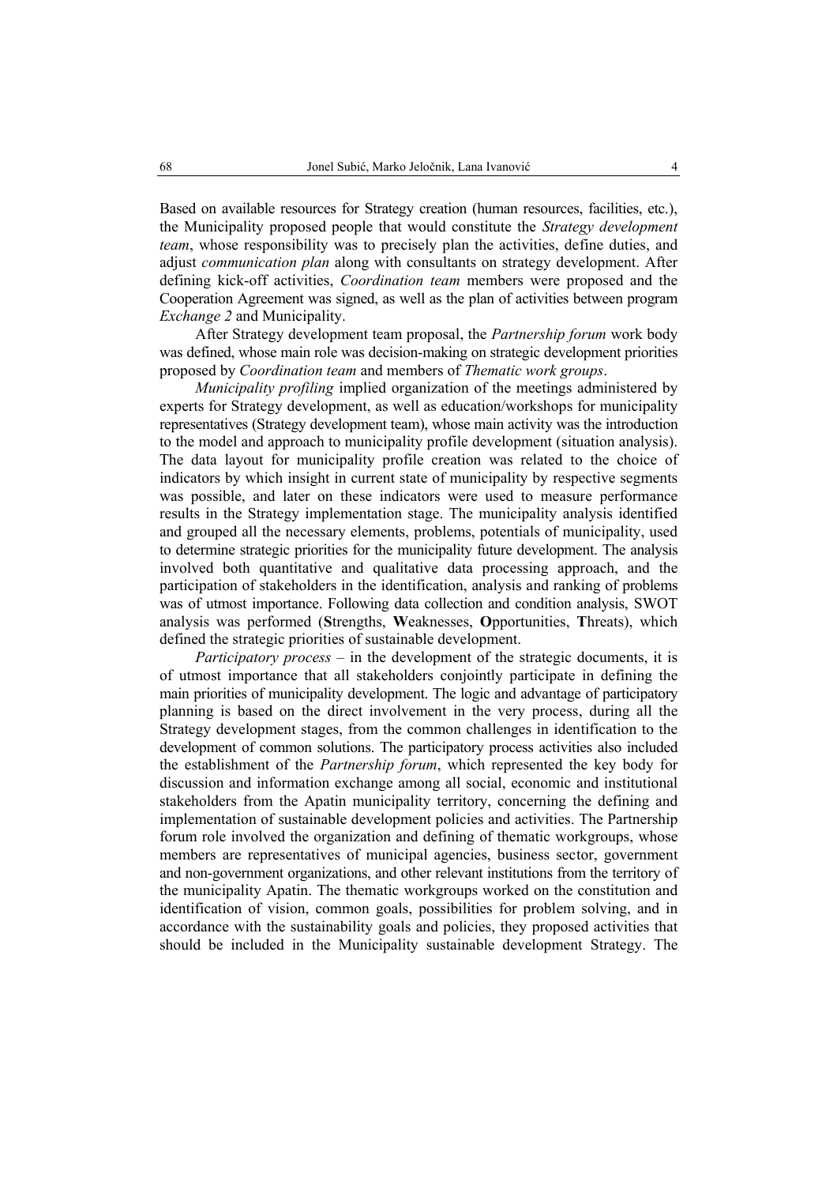Based on available resources for Strategy creation (human resources, facilities, etc.), the Municipality proposed people that would constitute the *Strategy development team*, whose responsibility was to precisely plan the activities, define duties, and adjust *communication plan* along with consultants on strategy development. After defining kick-off activities, *Coordination team* members were proposed and the Cooperation Agreement was signed, as well as the plan of activities between program *Exchange 2* and Municipality.

After Strategy development team proposal, the *Partnership forum* work body was defined, whose main role was decision-making on strategic development priorities proposed by *Coordination team* and members of *Thematic work groups*.

*Municipality profiling* implied organization of the meetings administered by experts for Strategy development, as well as education/workshops for municipality representatives (Strategy development team), whose main activity was the introduction to the model and approach to municipality profile development (situation analysis). The data layout for municipality profile creation was related to the choice of indicators by which insight in current state of municipality by respective segments was possible, and later on these indicators were used to measure performance results in the Strategy implementation stage. The municipality analysis identified and grouped all the necessary elements, problems, potentials of municipality, used to determine strategic priorities for the municipality future development. The analysis involved both quantitative and qualitative data processing approach, and the participation of stakeholders in the identification, analysis and ranking of problems was of utmost importance. Following data collection and condition analysis, SWOT analysis was performed (**S**trengths, **W**eaknesses, **O**pportunities, **T**hreats), which defined the strategic priorities of sustainable development.

*Participatory process* – in the development of the strategic documents, it is of utmost importance that all stakeholders conjointly participate in defining the main priorities of municipality development. The logic and advantage of participatory planning is based on the direct involvement in the very process, during all the Strategy development stages, from the common challenges in identification to the development of common solutions. The participatory process activities also included the establishment of the *Partnership forum*, which represented the key body for discussion and information exchange among all social, economic and institutional stakeholders from the Apatin municipality territory, concerning the defining and implementation of sustainable development policies and activities. The Partnership forum role involved the organization and defining of thematic workgroups, whose members are representatives of municipal agencies, business sector, government and non-government organizations, and other relevant institutions from the territory of the municipality Apatin. The thematic workgroups worked on the constitution and identification of vision, common goals, possibilities for problem solving, and in accordance with the sustainability goals and policies, they proposed activities that should be included in the Municipality sustainable development Strategy. The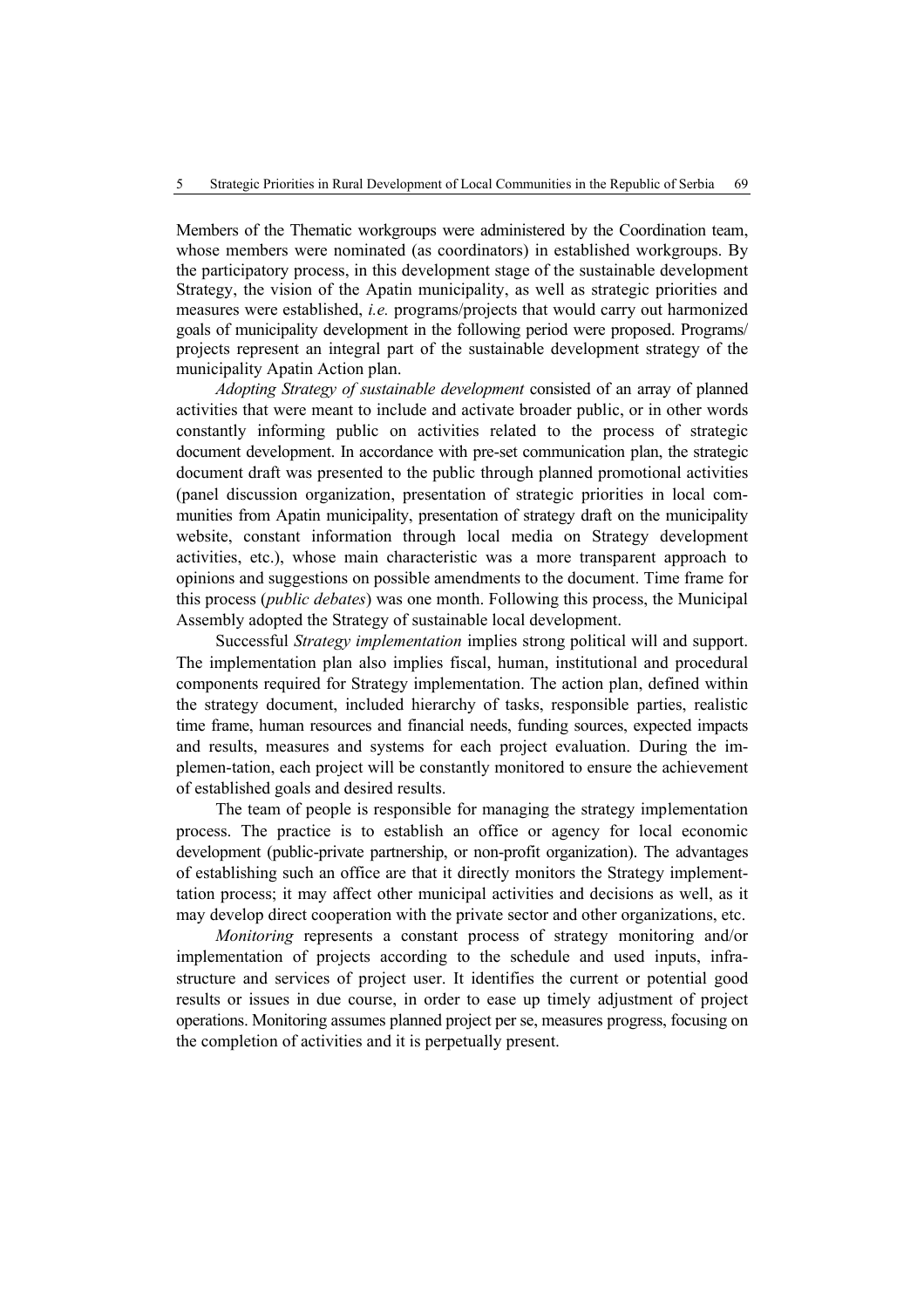Members of the Thematic workgroups were administered by the Coordination team, whose members were nominated (as coordinators) in established workgroups. By the participatory process, in this development stage of the sustainable development Strategy, the vision of the Apatin municipality, as well as strategic priorities and measures were established, *i.e.* programs/projects that would carry out harmonized goals of municipality development in the following period were proposed. Programs/ projects represent an integral part of the sustainable development strategy of the municipality Apatin Action plan.

*Adopting Strategy of sustainable development* consisted of an array of planned activities that were meant to include and activate broader public, or in other words constantly informing public on activities related to the process of strategic document development. In accordance with pre-set communication plan, the strategic document draft was presented to the public through planned promotional activities (panel discussion organization, presentation of strategic priorities in local communities from Apatin municipality, presentation of strategy draft on the municipality website, constant information through local media on Strategy development activities, etc.), whose main characteristic was a more transparent approach to opinions and suggestions on possible amendments to the document. Time frame for this process (*public debates*) was one month. Following this process, the Municipal Assembly adopted the Strategy of sustainable local development.

Successful *Strategy implementation* implies strong political will and support. The implementation plan also implies fiscal, human, institutional and procedural components required for Strategy implementation. The action plan, defined within the strategy document, included hierarchy of tasks, responsible parties, realistic time frame, human resources and financial needs, funding sources, expected impacts and results, measures and systems for each project evaluation. During the implemen-tation, each project will be constantly monitored to ensure the achievement of established goals and desired results.

The team of people is responsible for managing the strategy implementation process. The practice is to establish an office or agency for local economic development (public-private partnership, or non-profit organization). The advantages of establishing such an office are that it directly monitors the Strategy implementtation process; it may affect other municipal activities and decisions as well, as it may develop direct cooperation with the private sector and other organizations, etc.

*Monitoring* represents a constant process of strategy monitoring and/or implementation of projects according to the schedule and used inputs, infrastructure and services of project user. It identifies the current or potential good results or issues in due course, in order to ease up timely adjustment of project operations. Monitoring assumes planned project per se, measures progress, focusing on the completion of activities and it is perpetually present.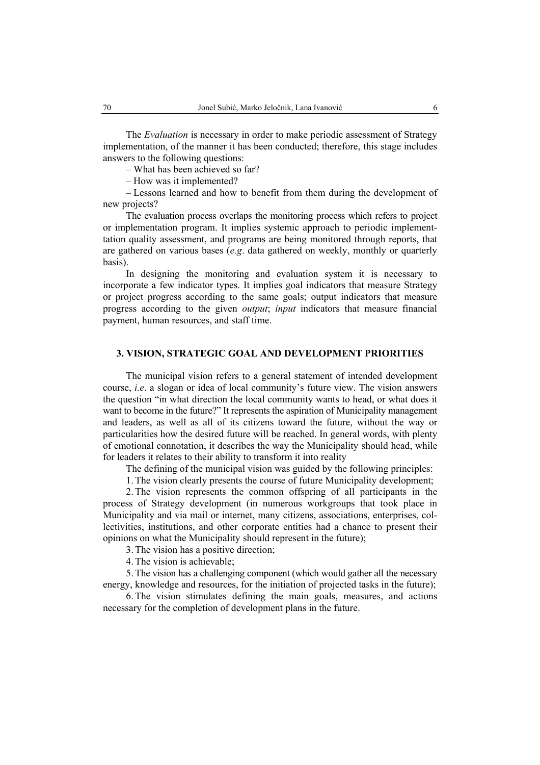The *Evaluation* is necessary in order to make periodic assessment of Strategy implementation, of the manner it has been conducted; therefore, this stage includes answers to the following questions:

– What has been achieved so far?

– How was it implemented?

– Lessons learned and how to benefit from them during the development of new projects?

The evaluation process overlaps the monitoring process which refers to project or implementation program. It implies systemic approach to periodic implementtation quality assessment, and programs are being monitored through reports, that are gathered on various bases (*e.g*. data gathered on weekly, monthly or quarterly basis).

In designing the monitoring and evaluation system it is necessary to incorporate a few indicator types. It implies goal indicators that measure Strategy or project progress according to the same goals; output indicators that measure progress according to the given *output*; *input* indicators that measure financial payment, human resources, and staff time.

## 3. VISION, STRATEGIC GOAL AND DEVELOPMENT PRIORITIES

The municipal vision refers to a general statement of intended development course, *i.e*. a slogan or idea of local community's future view. The vision answers the question "in what direction the local community wants to head, or what does it want to become in the future?" It represents the aspiration of Municipality management and leaders, as well as all of its citizens toward the future, without the way or particularities how the desired future will be reached. In general words, with plenty of emotional connotation, it describes the way the Municipality should head, while for leaders it relates to their ability to transform it into reality

The defining of the municipal vision was guided by the following principles:

1. The vision clearly presents the course of future Municipality development;
2. The vision represents the common offspring of all participants in the process of Strategy development (in numerous workgroups that took place in Municipality and via mail or internet, many citizens, associations, enterprises, collectivities, institutions, and other corporate entities had a chance to present their opinions on what the Municipality should represent in the future);
3. The vision has a positive direction;
4. The vision is achievable;
5. The vision has a challenging component (which would gather all the necessary energy, knowledge and resources, for the initiation of projected tasks in the future);
6. The vision stimulates defining the main goals, measures, and actions necessary for the completion of development plans in the future.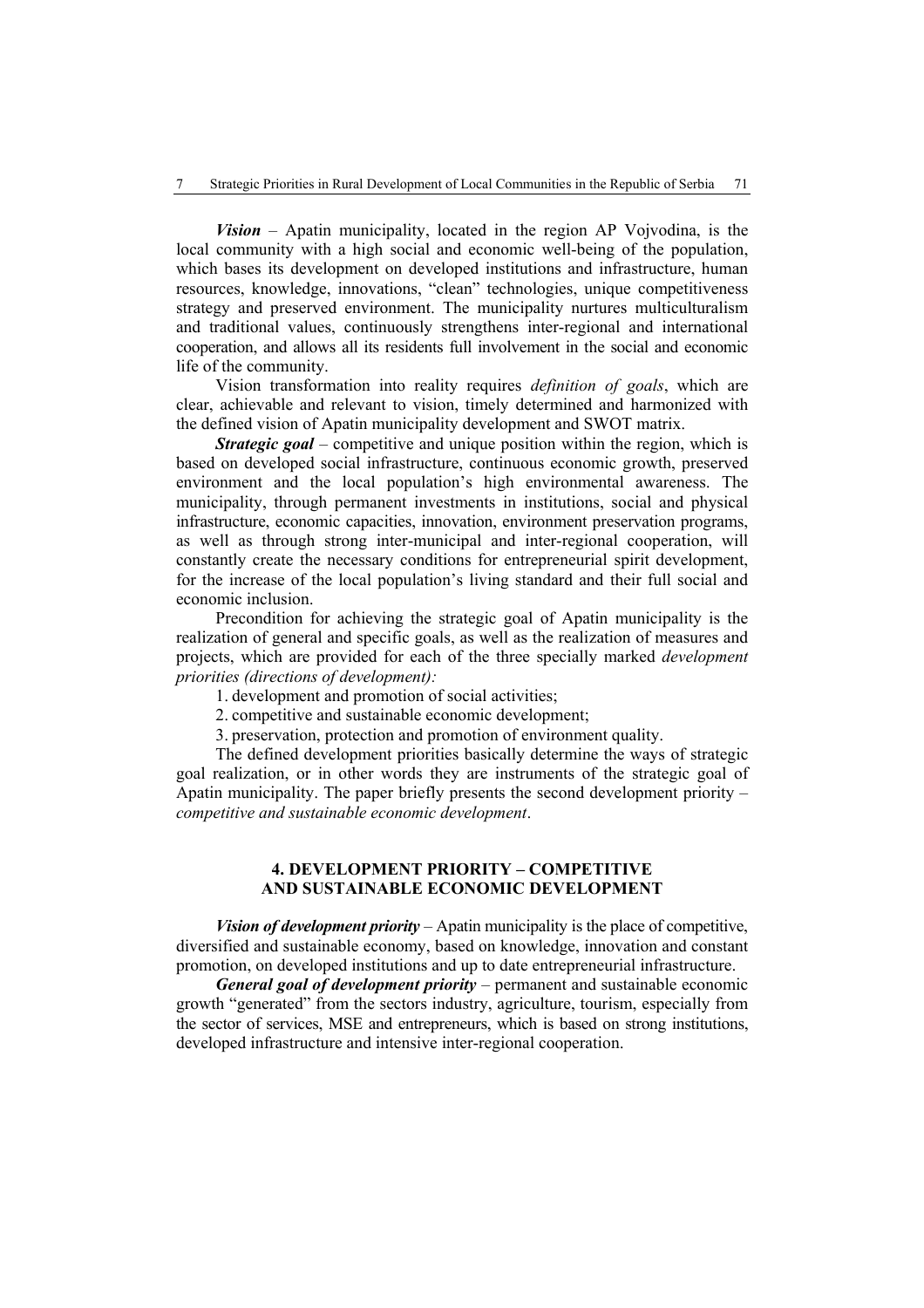***Vision*** – Apatin municipality, located in the region AP Vojvodina, is the local community with a high social and economic well-being of the population, which bases its development on developed institutions and infrastructure, human resources, knowledge, innovations, "clean" technologies, unique competitiveness strategy and preserved environment. The municipality nurtures multiculturalism and traditional values, continuously strengthens inter-regional and international cooperation, and allows all its residents full involvement in the social and economic life of the community.

Vision transformation into reality requires *definition of goals*, which are clear, achievable and relevant to vision, timely determined and harmonized with the defined vision of Apatin municipality development and SWOT matrix.

***Strategic goal*** – competitive and unique position within the region, which is based on developed social infrastructure, continuous economic growth, preserved environment and the local population's high environmental awareness. The municipality, through permanent investments in institutions, social and physical infrastructure, economic capacities, innovation, environment preservation programs, as well as through strong inter-municipal and inter-regional cooperation, will constantly create the necessary conditions for entrepreneurial spirit development, for the increase of the local population's living standard and their full social and economic inclusion.

Precondition for achieving the strategic goal of Apatin municipality is the realization of general and specific goals, as well as the realization of measures and projects, which are provided for each of the three specially marked *development priorities (directions of development):*

1. development and promotion of social activities;
2. competitive and sustainable economic development;
3. preservation, protection and promotion of environment quality.

The defined development priorities basically determine the ways of strategic goal realization, or in other words they are instruments of the strategic goal of Apatin municipality. The paper briefly presents the second development priority – *competitive and sustainable economic development*.

## 4. DEVELOPMENT PRIORITY – COMPETITIVE AND SUSTAINABLE ECONOMIC DEVELOPMENT

***Vision of development priority*** – Apatin municipality is the place of competitive, diversified and sustainable economy, based on knowledge, innovation and constant promotion, on developed institutions and up to date entrepreneurial infrastructure.

***General goal of development priority*** – permanent and sustainable economic growth "generated" from the sectors industry, agriculture, tourism, especially from the sector of services, MSE and entrepreneurs, which is based on strong institutions, developed infrastructure and intensive inter-regional cooperation.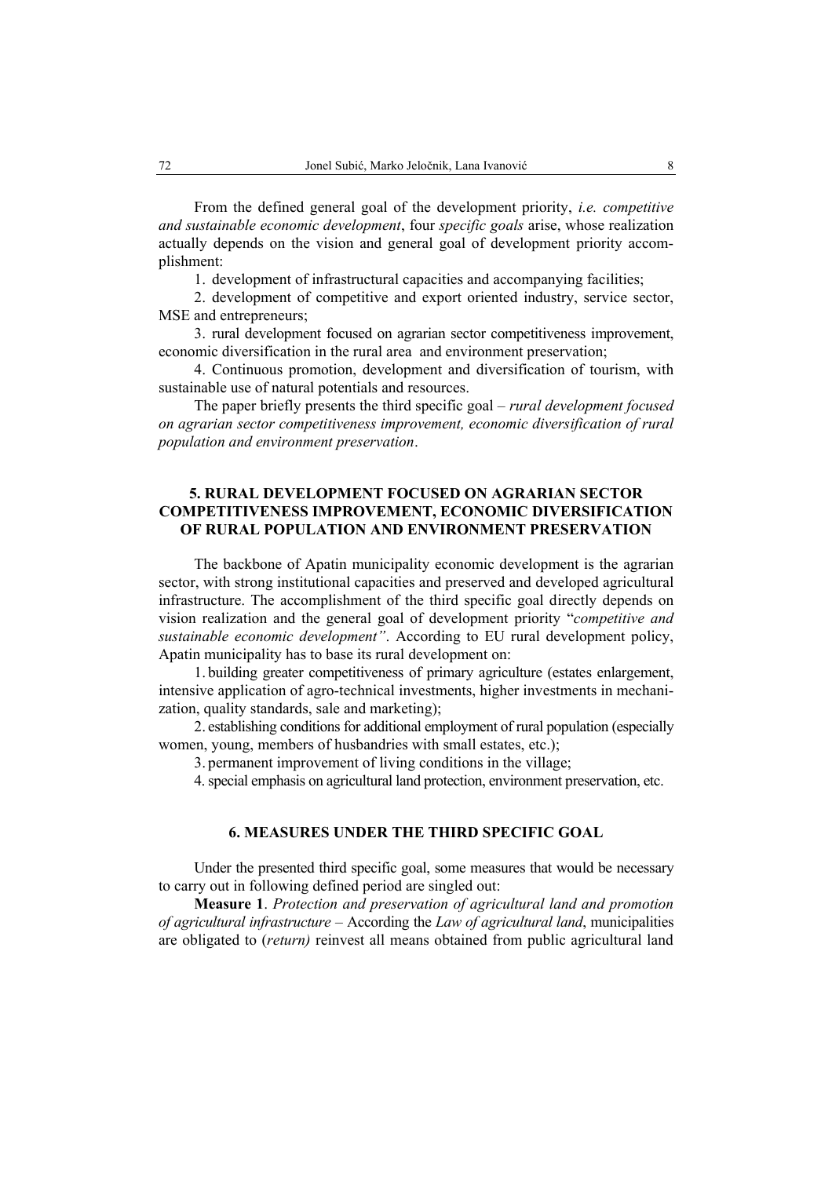From the defined general goal of the development priority, *i.e. competitive and sustainable economic development*, four *specific goals* arise, whose realization actually depends on the vision and general goal of development priority accomplishment:

1. development of infrastructural capacities and accompanying facilities;
2. development of competitive and export oriented industry, service sector, MSE and entrepreneurs;
3. rural development focused on agrarian sector competitiveness improvement, economic diversification in the rural area and environment preservation;
4. Continuous promotion, development and diversification of tourism, with sustainable use of natural potentials and resources.

The paper briefly presents the third specific goal – *rural development focused on agrarian sector competitiveness improvement, economic diversification of rural population and environment preservation*.

## 5. RURAL DEVELOPMENT FOCUSED ON AGRARIAN SECTOR COMPETITIVENESS IMPROVEMENT, ECONOMIC DIVERSIFICATION OF RURAL POPULATION AND ENVIRONMENT PRESERVATION

The backbone of Apatin municipality economic development is the agrarian sector, with strong institutional capacities and preserved and developed agricultural infrastructure. The accomplishment of the third specific goal directly depends on vision realization and the general goal of development priority "*competitive and sustainable economic development"*. According to EU rural development policy, Apatin municipality has to base its rural development on:

1. building greater competitiveness of primary agriculture (estates enlargement, intensive application of agro-technical investments, higher investments in mechanization, quality standards, sale and marketing);
2. establishing conditions for additional employment of rural population (especially women, young, members of husbandries with small estates, etc.);
3. permanent improvement of living conditions in the village;
4. special emphasis on agricultural land protection, environment preservation, etc.

## 6. MEASURES UNDER THE THIRD SPECIFIC GOAL

Under the presented third specific goal, some measures that would be necessary to carry out in following defined period are singled out:

**Measure 1**. *Protection and preservation of agricultural land and promotion of agricultural infrastructure* – According the *Law of agricultural land*, municipalities are obligated to (*return)* reinvest all means obtained from public agricultural land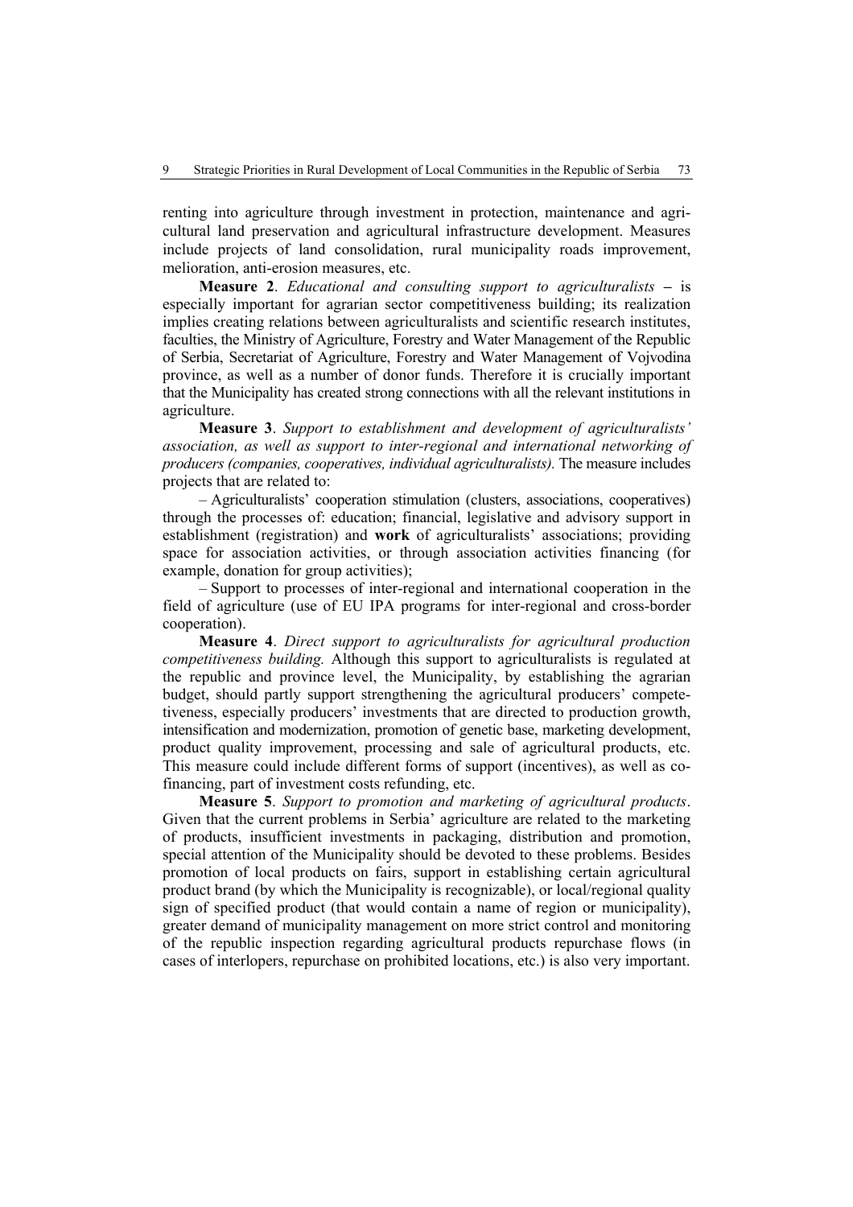renting into agriculture through investment in protection, maintenance and agricultural land preservation and agricultural infrastructure development. Measures include projects of land consolidation, rural municipality roads improvement, melioration, anti-erosion measures, etc.

**Measure 2**. *Educational and consulting support to agriculturalists* – is especially important for agrarian sector competitiveness building; its realization implies creating relations between agriculturalists and scientific research institutes, faculties, the Ministry of Agriculture, Forestry and Water Management of the Republic of Serbia, Secretariat of Agriculture, Forestry and Water Management of Vojvodina province, as well as a number of donor funds. Therefore it is crucially important that the Municipality has created strong connections with all the relevant institutions in agriculture.

**Measure 3**. *Support to establishment and development of agriculturalists' association, as well as support to inter-regional and international networking of producers (companies, cooperatives, individual agriculturalists).* The measure includes projects that are related to:

– Agriculturalists' cooperation stimulation (clusters, associations, cooperatives) through the processes of: education; financial, legislative and advisory support in establishment (registration) and **work** of agriculturalists' associations; providing space for association activities, or through association activities financing (for example, donation for group activities);

– Support to processes of inter-regional and international cooperation in the field of agriculture (use of EU IPA programs for inter-regional and cross-border cooperation).

**Measure 4**. *Direct support to agriculturalists for agricultural production competitiveness building.* Although this support to agriculturalists is regulated at the republic and province level, the Municipality, by establishing the agrarian budget, should partly support strengthening the agricultural producers' competetiveness, especially producers' investments that are directed to production growth, intensification and modernization, promotion of genetic base, marketing development, product quality improvement, processing and sale of agricultural products, etc. This measure could include different forms of support (incentives), as well as co-financing, part of investment costs refunding, etc.

**Measure 5**. *Support to promotion and marketing of agricultural products*. Given that the current problems in Serbia' agriculture are related to the marketing of products, insufficient investments in packaging, distribution and promotion, special attention of the Municipality should be devoted to these problems. Besides promotion of local products on fairs, support in establishing certain agricultural product brand (by which the Municipality is recognizable), or local/regional quality sign of specified product (that would contain a name of region or municipality), greater demand of municipality management on more strict control and monitoring of the republic inspection regarding agricultural products repurchase flows (in cases of interlopers, repurchase on prohibited locations, etc.) is also very important.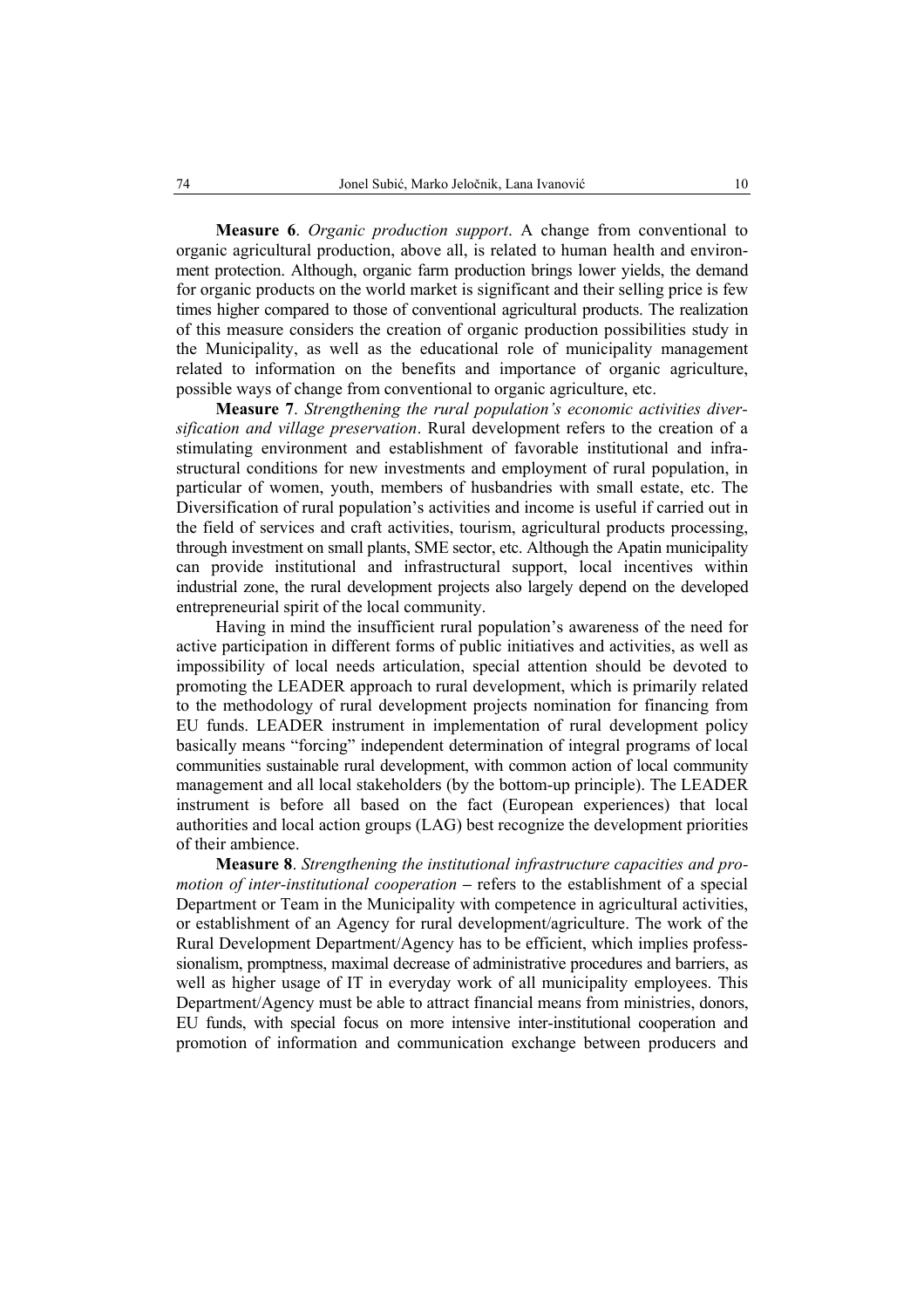**Measure 6**. *Organic production support*. A change from conventional to organic agricultural production, above all, is related to human health and environment protection. Although, organic farm production brings lower yields, the demand for organic products on the world market is significant and their selling price is few times higher compared to those of conventional agricultural products. The realization of this measure considers the creation of organic production possibilities study in the Municipality, as well as the educational role of municipality management related to information on the benefits and importance of organic agriculture, possible ways of change from conventional to organic agriculture, etc.

**Measure 7**. *Strengthening the rural population's economic activities diversification and village preservation*. Rural development refers to the creation of a stimulating environment and establishment of favorable institutional and infrastructural conditions for new investments and employment of rural population, in particular of women, youth, members of husbandries with small estate, etc. The Diversification of rural population's activities and income is useful if carried out in the field of services and craft activities, tourism, agricultural products processing, through investment on small plants, SME sector, etc. Although the Apatin municipality can provide institutional and infrastructural support, local incentives within industrial zone, the rural development projects also largely depend on the developed entrepreneurial spirit of the local community.

Having in mind the insufficient rural population's awareness of the need for active participation in different forms of public initiatives and activities, as well as impossibility of local needs articulation, special attention should be devoted to promoting the LEADER approach to rural development, which is primarily related to the methodology of rural development projects nomination for financing from EU funds. LEADER instrument in implementation of rural development policy basically means "forcing" independent determination of integral programs of local communities sustainable rural development, with common action of local community management and all local stakeholders (by the bottom-up principle). The LEADER instrument is before all based on the fact (European experiences) that local authorities and local action groups (LAG) best recognize the development priorities of their ambience.

**Measure 8**. *Strengthening the institutional infrastructure capacities and promotion of inter-institutional cooperation* – refers to the establishment of a special Department or Team in the Municipality with competence in agricultural activities, or establishment of an Agency for rural development/agriculture. The work of the Rural Development Department/Agency has to be efficient, which implies professsionalism, promptness, maximal decrease of administrative procedures and barriers, as well as higher usage of IT in everyday work of all municipality employees. This Department/Agency must be able to attract financial means from ministries, donors, EU funds, with special focus on more intensive inter-institutional cooperation and promotion of information and communication exchange between producers and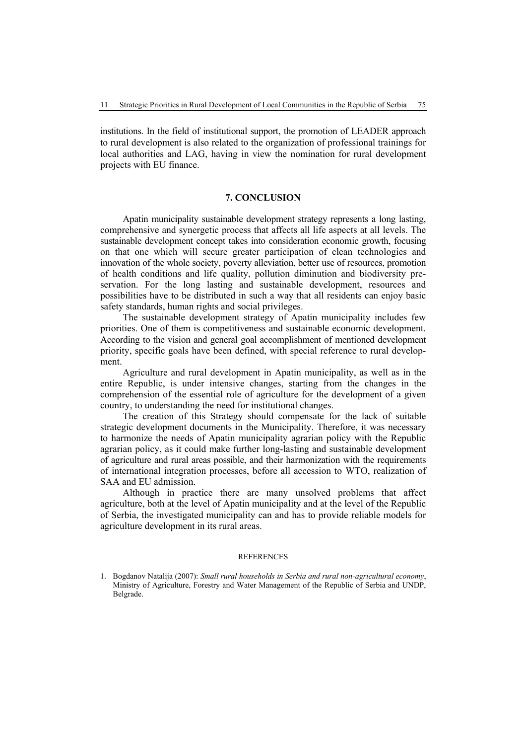institutions. In the field of institutional support, the promotion of LEADER approach to rural development is also related to the organization of professional trainings for local authorities and LAG, having in view the nomination for rural development projects with EU finance.

## 7. CONCLUSION

Apatin municipality sustainable development strategy represents a long lasting, comprehensive and synergetic process that affects all life aspects at all levels. The sustainable development concept takes into consideration economic growth, focusing on that one which will secure greater participation of clean technologies and innovation of the whole society, poverty alleviation, better use of resources, promotion of health conditions and life quality, pollution diminution and biodiversity preservation. For the long lasting and sustainable development, resources and possibilities have to be distributed in such a way that all residents can enjoy basic safety standards, human rights and social privileges.

The sustainable development strategy of Apatin municipality includes few priorities. One of them is competitiveness and sustainable economic development. According to the vision and general goal accomplishment of mentioned development priority, specific goals have been defined, with special reference to rural development.

Agriculture and rural development in Apatin municipality, as well as in the entire Republic, is under intensive changes, starting from the changes in the comprehension of the essential role of agriculture for the development of a given country, to understanding the need for institutional changes.

The creation of this Strategy should compensate for the lack of suitable strategic development documents in the Municipality. Therefore, it was necessary to harmonize the needs of Apatin municipality agrarian policy with the Republic agrarian policy, as it could make further long-lasting and sustainable development of agriculture and rural areas possible, and their harmonization with the requirements of international integration processes, before all accession to WTO, realization of SAA and EU admission.

Although in practice there are many unsolved problems that affect agriculture, both at the level of Apatin municipality and at the level of the Republic of Serbia, the investigated municipality can and has to provide reliable models for agriculture development in its rural areas.

### REFERENCES

1. Bogdanov Natalija (2007): *Small rural households in Serbia and rural non-agricultural economy*, Ministry of Agriculture, Forestry and Water Management of the Republic of Serbia and UNDP, Belgrade.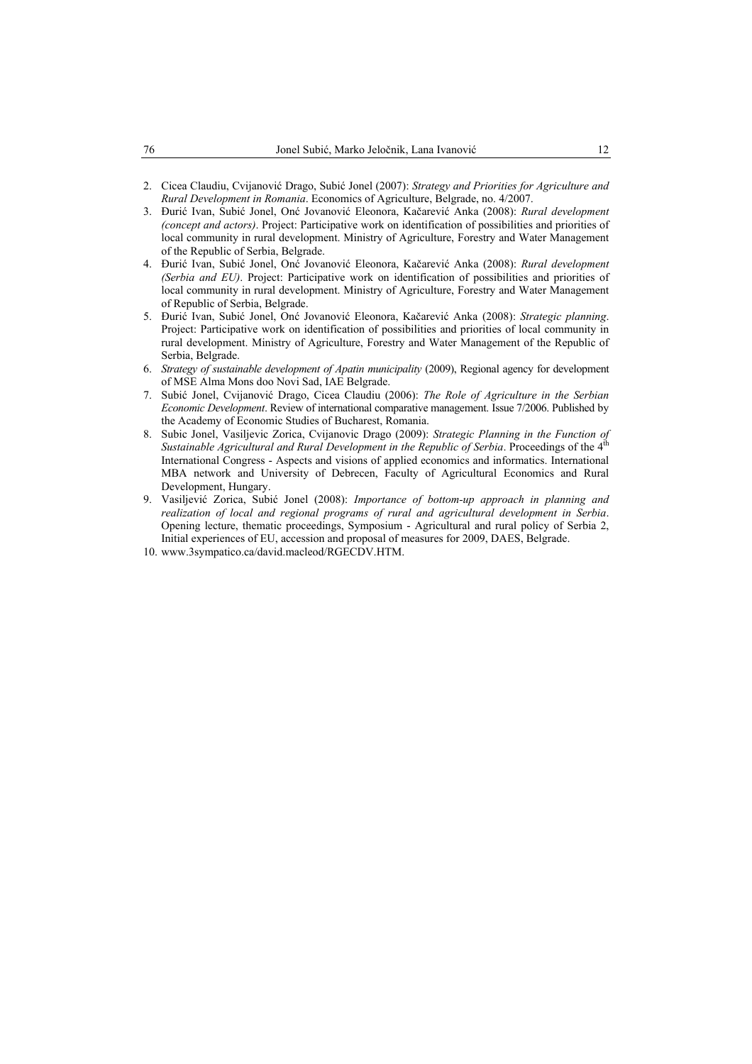2. Cicea Claudiu, Cvijanović Drago, Subić Jonel (2007): *Strategy and Priorities for Agriculture and Rural Development in Romania*. Economics of Agriculture, Belgrade, no. 4/2007.
3. Đurić Ivan, Subić Jonel, Onć Jovanović Eleonora, Kačarević Anka (2008): *Rural development (concept and actors)*. Project: Participative work on identification of possibilities and priorities of local community in rural development. Ministry of Agriculture, Forestry and Water Management of the Republic of Serbia, Belgrade.
4. Đurić Ivan, Subić Jonel, Onć Jovanović Eleonora, Kačarević Anka (2008): *Rural development (Serbia and EU)*. Project: Participative work on identification of possibilities and priorities of local community in rural development. Ministry of Agriculture, Forestry and Water Management of Republic of Serbia, Belgrade.
5. Đurić Ivan, Subić Jonel, Onć Jovanović Eleonora, Kačarević Anka (2008): *Strategic planning*. Project: Participative work on identification of possibilities and priorities of local community in rural development. Ministry of Agriculture, Forestry and Water Management of the Republic of Serbia, Belgrade.
6. *Strategy of sustainable development of Apatin municipality* (2009), Regional agency for development of MSE Alma Mons doo Novi Sad, IAE Belgrade.
7. Subić Jonel, Cvijanović Drago, Cicea Claudiu (2006): *The Role of Agriculture in the Serbian Economic Development*. Review of international comparative management. Issue 7/2006. Published by the Academy of Economic Studies of Bucharest, Romania.
8. Subic Jonel, Vasiljevic Zorica, Cvijanovic Drago (2009): *Strategic Planning in the Function of Sustainable Agricultural and Rural Development in the Republic of Serbia*. Proceedings of the 4th International Congress - Aspects and visions of applied economics and informatics. International MBA network and University of Debrecen, Faculty of Agricultural Economics and Rural Development, Hungary.
9. Vasiljević Zorica, Subić Jonel (2008): *Importance of bottom-up approach in planning and realization of local and regional programs of rural and agricultural development in Serbia*. Opening lecture, thematic proceedings, Symposium - Agricultural and rural policy of Serbia 2, Initial experiences of EU, accession and proposal of measures for 2009, DAES, Belgrade.
10. www.3sympatico.ca/david.macleod/RGECDV.HTM.